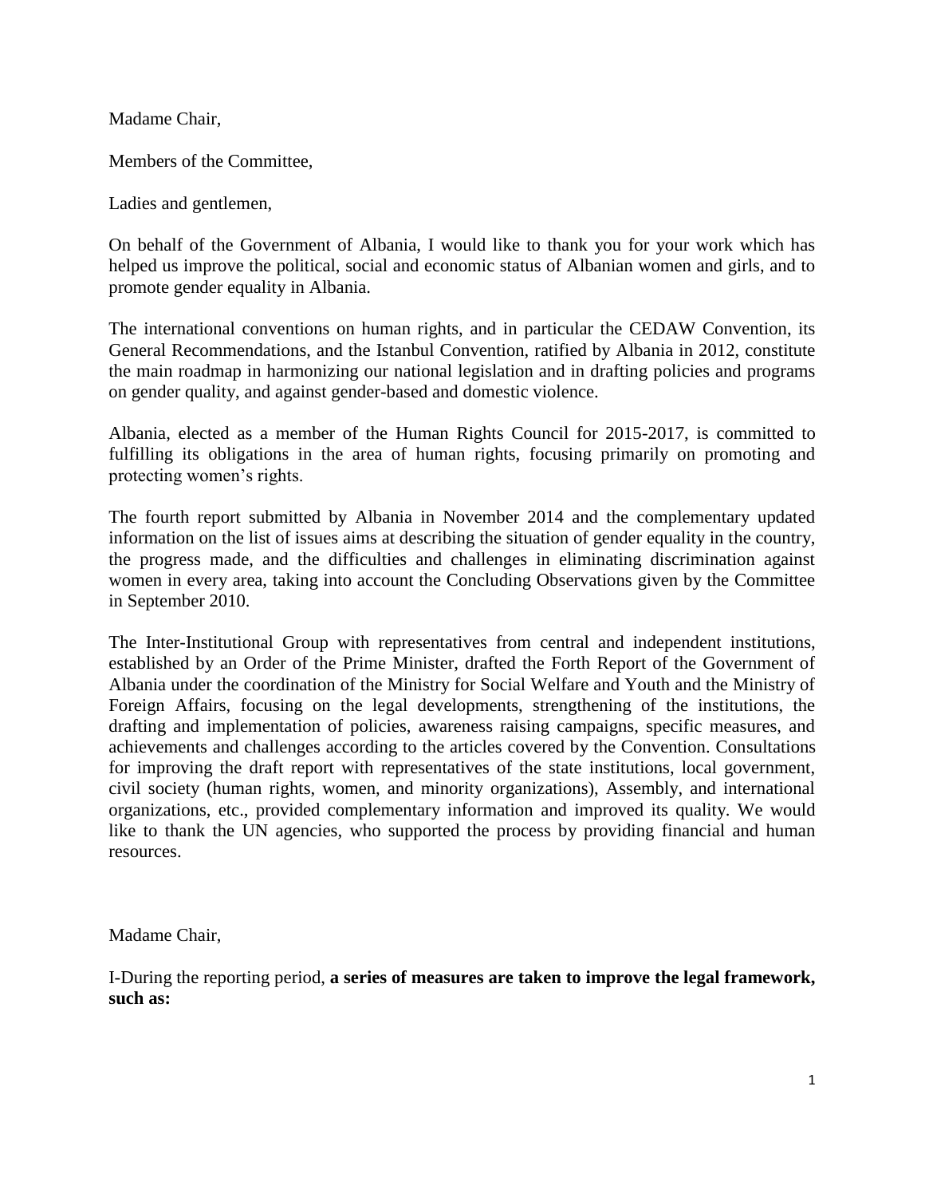Madame Chair,

Members of the Committee,

Ladies and gentlemen,

On behalf of the Government of Albania, I would like to thank you for your work which has helped us improve the political, social and economic status of Albanian women and girls, and to promote gender equality in Albania.

The international conventions on human rights, and in particular the CEDAW Convention, its General Recommendations, and the Istanbul Convention, ratified by Albania in 2012, constitute the main roadmap in harmonizing our national legislation and in drafting policies and programs on gender quality, and against gender-based and domestic violence.

Albania, elected as a member of the Human Rights Council for 2015-2017, is committed to fulfilling its obligations in the area of human rights, focusing primarily on promoting and protecting women's rights.

The fourth report submitted by Albania in November 2014 and the complementary updated information on the list of issues aims at describing the situation of gender equality in the country, the progress made, and the difficulties and challenges in eliminating discrimination against women in every area, taking into account the Concluding Observations given by the Committee in September 2010.

The Inter-Institutional Group with representatives from central and independent institutions, established by an Order of the Prime Minister, drafted the Forth Report of the Government of Albania under the coordination of the Ministry for Social Welfare and Youth and the Ministry of Foreign Affairs, focusing on the legal developments, strengthening of the institutions, the drafting and implementation of policies, awareness raising campaigns, specific measures, and achievements and challenges according to the articles covered by the Convention. Consultations for improving the draft report with representatives of the state institutions, local government, civil society (human rights, women, and minority organizations), Assembly, and international organizations, etc., provided complementary information and improved its quality. We would like to thank the UN agencies, who supported the process by providing financial and human resources.

Madame Chair,

I-During the reporting period, **a series of measures are taken to improve the legal framework, such as:**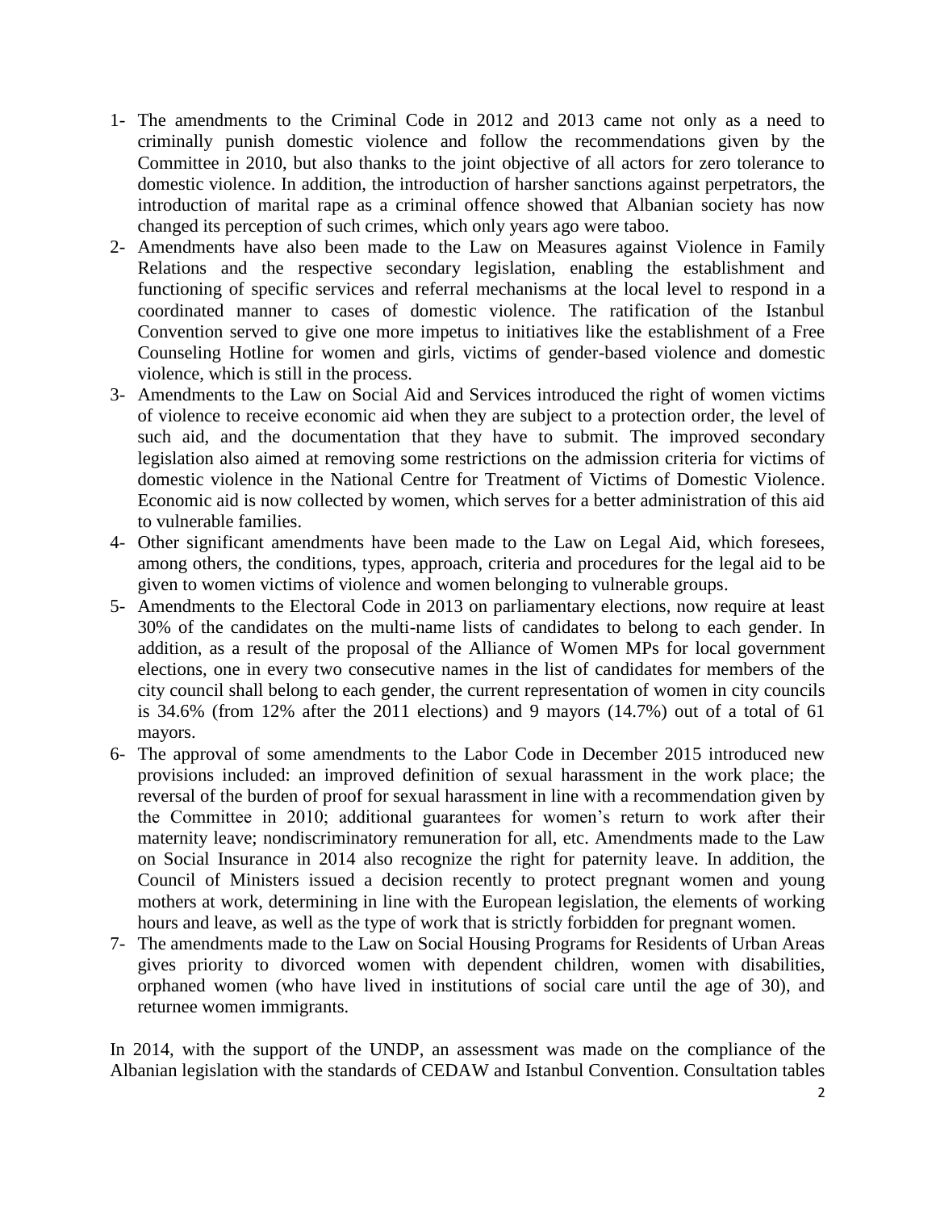1- The amendments to the Criminal Code in 2012 and 2013 came not only as a need to criminally punish domestic violence and follow the recommendations given by the Committee in 2010, but also thanks to the joint objective of all actors for zero tolerance to domestic violence. In addition, the introduction of harsher sanctions against perpetrators, the introduction of marital rape as a criminal offence showed that Albanian society has now changed its perception of such crimes, which only years ago were taboo.
2- Amendments have also been made to the Law on Measures against Violence in Family Relations and the respective secondary legislation, enabling the establishment and functioning of specific services and referral mechanisms at the local level to respond in a coordinated manner to cases of domestic violence. The ratification of the Istanbul Convention served to give one more impetus to initiatives like the establishment of a Free Counseling Hotline for women and girls, victims of gender-based violence and domestic violence, which is still in the process.
3- Amendments to the Law on Social Aid and Services introduced the right of women victims of violence to receive economic aid when they are subject to a protection order, the level of such aid, and the documentation that they have to submit. The improved secondary legislation also aimed at removing some restrictions on the admission criteria for victims of domestic violence in the National Centre for Treatment of Victims of Domestic Violence. Economic aid is now collected by women, which serves for a better administration of this aid to vulnerable families.
4- Other significant amendments have been made to the Law on Legal Aid, which foresees, among others, the conditions, types, approach, criteria and procedures for the legal aid to be given to women victims of violence and women belonging to vulnerable groups.
5- Amendments to the Electoral Code in 2013 on parliamentary elections, now require at least 30% of the candidates on the multi-name lists of candidates to belong to each gender. In addition, as a result of the proposal of the Alliance of Women MPs for local government elections, one in every two consecutive names in the list of candidates for members of the city council shall belong to each gender, the current representation of women in city councils is 34.6% (from 12% after the 2011 elections) and 9 mayors (14.7%) out of a total of 61 mayors.
6- The approval of some amendments to the Labor Code in December 2015 introduced new provisions included: an improved definition of sexual harassment in the work place; the reversal of the burden of proof for sexual harassment in line with a recommendation given by the Committee in 2010; additional guarantees for women's return to work after their maternity leave; nondiscriminatory remuneration for all, etc. Amendments made to the Law on Social Insurance in 2014 also recognize the right for paternity leave. In addition, the Council of Ministers issued a decision recently to protect pregnant women and young mothers at work, determining in line with the European legislation, the elements of working hours and leave, as well as the type of work that is strictly forbidden for pregnant women.
7- The amendments made to the Law on Social Housing Programs for Residents of Urban Areas gives priority to divorced women with dependent children, women with disabilities, orphaned women (who have lived in institutions of social care until the age of 30), and returnee women immigrants.

In 2014, with the support of the UNDP, an assessment was made on the compliance of the Albanian legislation with the standards of CEDAW and Istanbul Convention. Consultation tables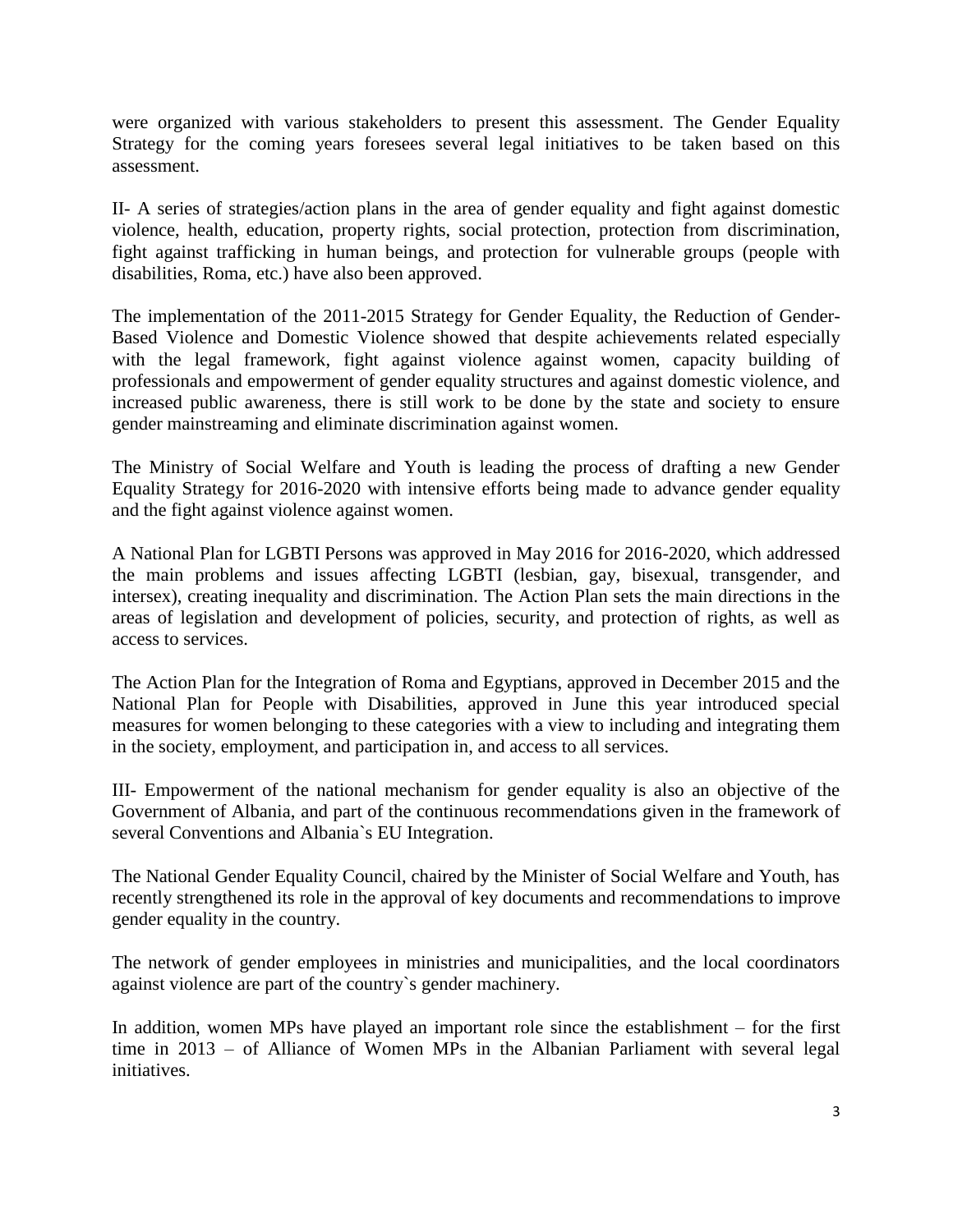were organized with various stakeholders to present this assessment. The Gender Equality Strategy for the coming years foresees several legal initiatives to be taken based on this assessment.

II- A series of strategies/action plans in the area of gender equality and fight against domestic violence, health, education, property rights, social protection, protection from discrimination, fight against trafficking in human beings, and protection for vulnerable groups (people with disabilities, Roma, etc.) have also been approved.

The implementation of the 2011-2015 Strategy for Gender Equality, the Reduction of Gender-Based Violence and Domestic Violence showed that despite achievements related especially with the legal framework, fight against violence against women, capacity building of professionals and empowerment of gender equality structures and against domestic violence, and increased public awareness, there is still work to be done by the state and society to ensure gender mainstreaming and eliminate discrimination against women.

The Ministry of Social Welfare and Youth is leading the process of drafting a new Gender Equality Strategy for 2016-2020 with intensive efforts being made to advance gender equality and the fight against violence against women.

A National Plan for LGBTI Persons was approved in May 2016 for 2016-2020, which addressed the main problems and issues affecting LGBTI (lesbian, gay, bisexual, transgender, and intersex), creating inequality and discrimination. The Action Plan sets the main directions in the areas of legislation and development of policies, security, and protection of rights, as well as access to services.

The Action Plan for the Integration of Roma and Egyptians, approved in December 2015 and the National Plan for People with Disabilities, approved in June this year introduced special measures for women belonging to these categories with a view to including and integrating them in the society, employment, and participation in, and access to all services.

III- Empowerment of the national mechanism for gender equality is also an objective of the Government of Albania, and part of the continuous recommendations given in the framework of several Conventions and Albania`s EU Integration.

The National Gender Equality Council, chaired by the Minister of Social Welfare and Youth, has recently strengthened its role in the approval of key documents and recommendations to improve gender equality in the country.

The network of gender employees in ministries and municipalities, and the local coordinators against violence are part of the country`s gender machinery.

In addition, women MPs have played an important role since the establishment – for the first time in 2013 – of Alliance of Women MPs in the Albanian Parliament with several legal initiatives.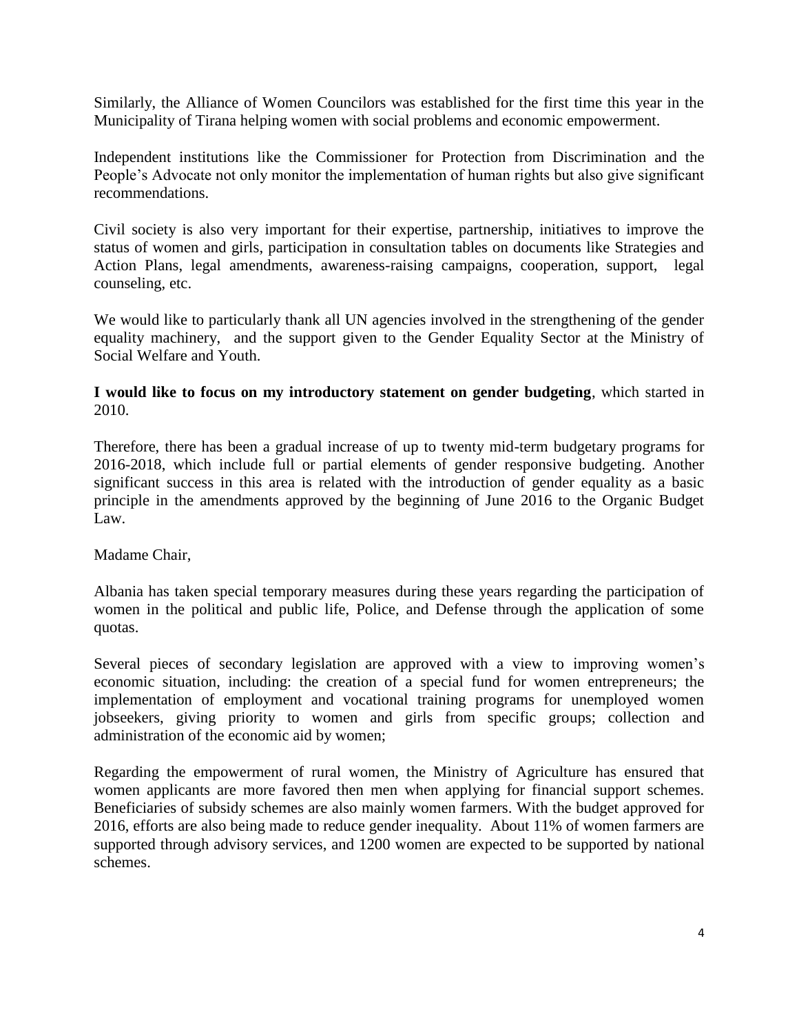Similarly, the Alliance of Women Councilors was established for the first time this year in the Municipality of Tirana helping women with social problems and economic empowerment.

Independent institutions like the Commissioner for Protection from Discrimination and the People's Advocate not only monitor the implementation of human rights but also give significant recommendations.

Civil society is also very important for their expertise, partnership, initiatives to improve the status of women and girls, participation in consultation tables on documents like Strategies and Action Plans, legal amendments, awareness-raising campaigns, cooperation, support, legal counseling, etc.

We would like to particularly thank all UN agencies involved in the strengthening of the gender equality machinery, and the support given to the Gender Equality Sector at the Ministry of Social Welfare and Youth.

**I would like to focus on my introductory statement on gender budgeting**, which started in 2010.

Therefore, there has been a gradual increase of up to twenty mid-term budgetary programs for 2016-2018, which include full or partial elements of gender responsive budgeting. Another significant success in this area is related with the introduction of gender equality as a basic principle in the amendments approved by the beginning of June 2016 to the Organic Budget Law.

Madame Chair,

Albania has taken special temporary measures during these years regarding the participation of women in the political and public life, Police, and Defense through the application of some quotas.

Several pieces of secondary legislation are approved with a view to improving women's economic situation, including: the creation of a special fund for women entrepreneurs; the implementation of employment and vocational training programs for unemployed women jobseekers, giving priority to women and girls from specific groups; collection and administration of the economic aid by women;

Regarding the empowerment of rural women, the Ministry of Agriculture has ensured that women applicants are more favored then men when applying for financial support schemes. Beneficiaries of subsidy schemes are also mainly women farmers. With the budget approved for 2016, efforts are also being made to reduce gender inequality. About 11% of women farmers are supported through advisory services, and 1200 women are expected to be supported by national schemes.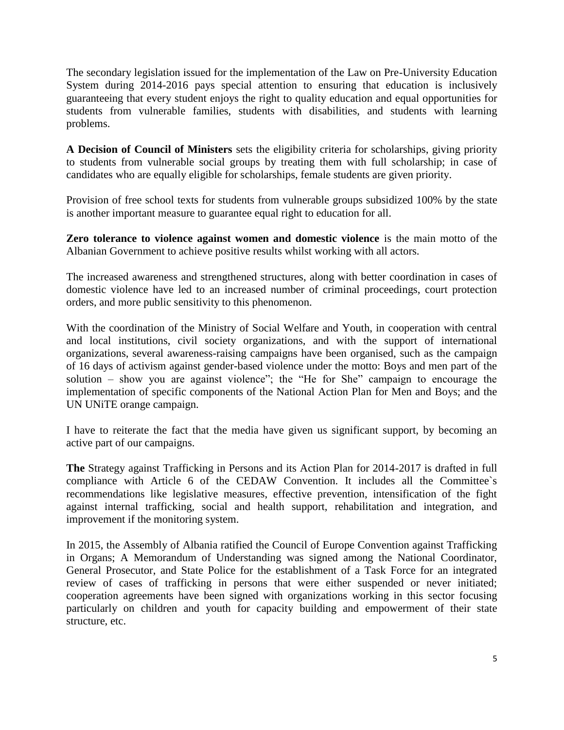The secondary legislation issued for the implementation of the Law on Pre-University Education System during 2014-2016 pays special attention to ensuring that education is inclusively guaranteeing that every student enjoys the right to quality education and equal opportunities for students from vulnerable families, students with disabilities, and students with learning problems.

**A Decision of Council of Ministers** sets the eligibility criteria for scholarships, giving priority to students from vulnerable social groups by treating them with full scholarship; in case of candidates who are equally eligible for scholarships, female students are given priority.

Provision of free school texts for students from vulnerable groups subsidized 100% by the state is another important measure to guarantee equal right to education for all.

**Zero tolerance to violence against women and domestic violence** is the main motto of the Albanian Government to achieve positive results whilst working with all actors.

The increased awareness and strengthened structures, along with better coordination in cases of domestic violence have led to an increased number of criminal proceedings, court protection orders, and more public sensitivity to this phenomenon.

With the coordination of the Ministry of Social Welfare and Youth, in cooperation with central and local institutions, civil society organizations, and with the support of international organizations, several awareness-raising campaigns have been organised, such as the campaign of 16 days of activism against gender-based violence under the motto: Boys and men part of the solution – show you are against violence"; the "He for She" campaign to encourage the implementation of specific components of the National Action Plan for Men and Boys; and the UN UNiTE orange campaign.

I have to reiterate the fact that the media have given us significant support, by becoming an active part of our campaigns.

**The** Strategy against Trafficking in Persons and its Action Plan for 2014-2017 is drafted in full compliance with Article 6 of the CEDAW Convention. It includes all the Committee`s recommendations like legislative measures, effective prevention, intensification of the fight against internal trafficking, social and health support, rehabilitation and integration, and improvement if the monitoring system.

In 2015, the Assembly of Albania ratified the Council of Europe Convention against Trafficking in Organs; A Memorandum of Understanding was signed among the National Coordinator, General Prosecutor, and State Police for the establishment of a Task Force for an integrated review of cases of trafficking in persons that were either suspended or never initiated; cooperation agreements have been signed with organizations working in this sector focusing particularly on children and youth for capacity building and empowerment of their state structure, etc.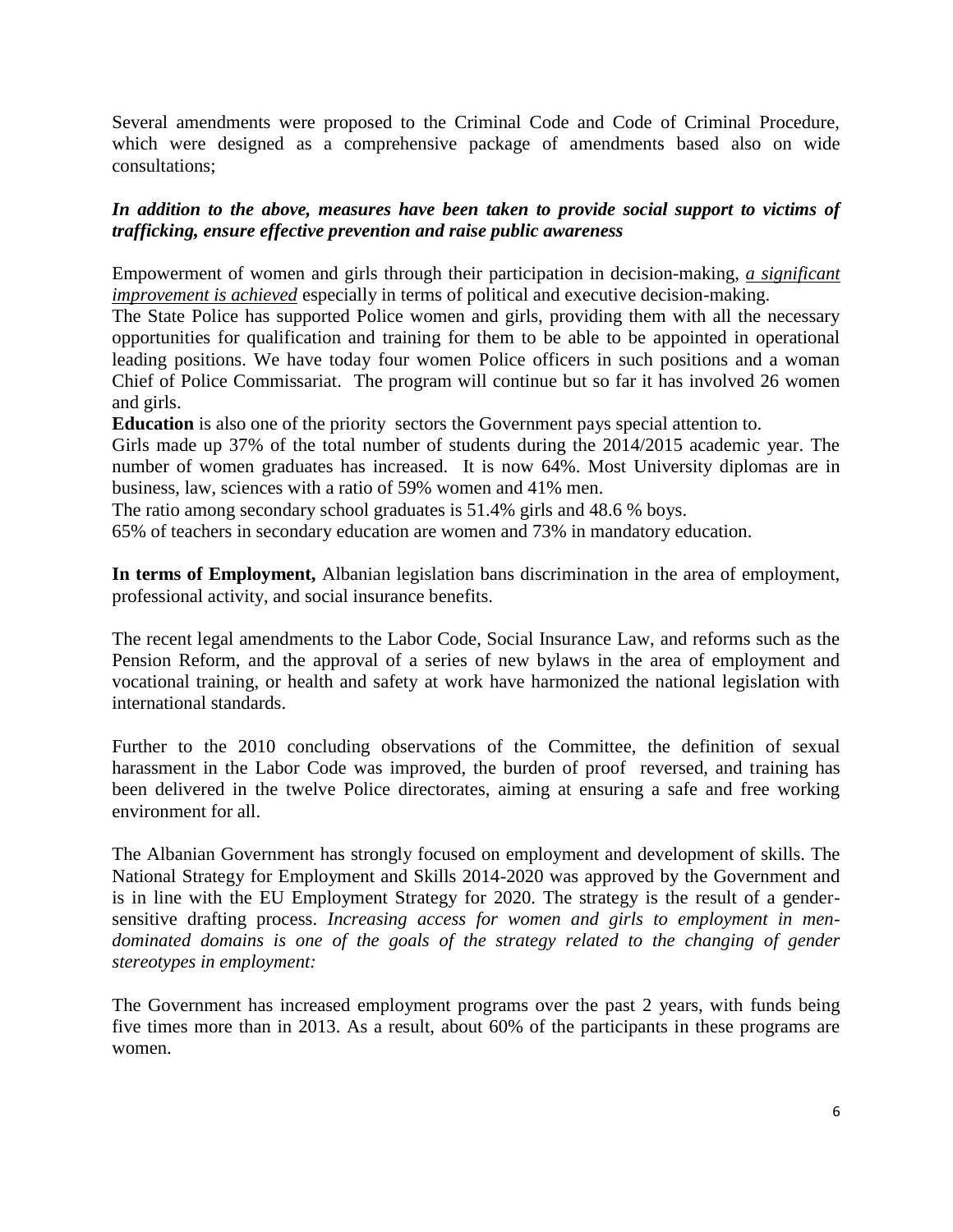Several amendments were proposed to the Criminal Code and Code of Criminal Procedure, which were designed as a comprehensive package of amendments based also on wide consultations;

***In addition to the above, measures have been taken to provide social support to victims of trafficking, ensure effective prevention and raise public awareness***

Empowerment of women and girls through their participation in decision-making, *<u>a significant improvement is achieved</u>* especially in terms of political and executive decision-making.

The State Police has supported Police women and girls, providing them with all the necessary opportunities for qualification and training for them to be able to be appointed in operational leading positions. We have today four women Police officers in such positions and a woman Chief of Police Commissariat. The program will continue but so far it has involved 26 women and girls.

**Education** is also one of the priority sectors the Government pays special attention to.

Girls made up 37% of the total number of students during the 2014/2015 academic year. The number of women graduates has increased. It is now 64%. Most University diplomas are in business, law, sciences with a ratio of 59% women and 41% men.

The ratio among secondary school graduates is 51.4% girls and 48.6 % boys.

65% of teachers in secondary education are women and 73% in mandatory education.

**In terms of Employment,** Albanian legislation bans discrimination in the area of employment, professional activity, and social insurance benefits.

The recent legal amendments to the Labor Code, Social Insurance Law, and reforms such as the Pension Reform, and the approval of a series of new bylaws in the area of employment and vocational training, or health and safety at work have harmonized the national legislation with international standards.

Further to the 2010 concluding observations of the Committee, the definition of sexual harassment in the Labor Code was improved, the burden of proof reversed, and training has been delivered in the twelve Police directorates, aiming at ensuring a safe and free working environment for all.

The Albanian Government has strongly focused on employment and development of skills. The National Strategy for Employment and Skills 2014-2020 was approved by the Government and is in line with the EU Employment Strategy for 2020. The strategy is the result of a gender-sensitive drafting process. *Increasing access for women and girls to employment in men-dominated domains is one of the goals of the strategy related to the changing of gender stereotypes in employment:*

The Government has increased employment programs over the past 2 years, with funds being five times more than in 2013. As a result, about 60% of the participants in these programs are women.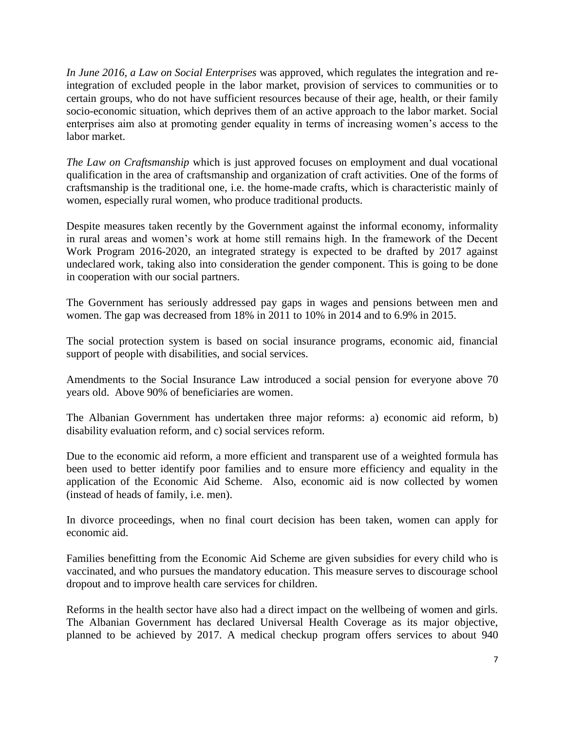*In June 2016, a Law on Social Enterprises* was approved, which regulates the integration and re-integration of excluded people in the labor market, provision of services to communities or to certain groups, who do not have sufficient resources because of their age, health, or their family socio-economic situation, which deprives them of an active approach to the labor market. Social enterprises aim also at promoting gender equality in terms of increasing women's access to the labor market.

*The Law on Craftsmanship* which is just approved focuses on employment and dual vocational qualification in the area of craftsmanship and organization of craft activities. One of the forms of craftsmanship is the traditional one, i.e. the home-made crafts, which is characteristic mainly of women, especially rural women, who produce traditional products.

Despite measures taken recently by the Government against the informal economy, informality in rural areas and women's work at home still remains high. In the framework of the Decent Work Program 2016-2020, an integrated strategy is expected to be drafted by 2017 against undeclared work, taking also into consideration the gender component. This is going to be done in cooperation with our social partners.

The Government has seriously addressed pay gaps in wages and pensions between men and women. The gap was decreased from 18% in 2011 to 10% in 2014 and to 6.9% in 2015.

The social protection system is based on social insurance programs, economic aid, financial support of people with disabilities, and social services.

Amendments to the Social Insurance Law introduced a social pension for everyone above 70 years old. Above 90% of beneficiaries are women.

The Albanian Government has undertaken three major reforms: a) economic aid reform, b) disability evaluation reform, and c) social services reform.

Due to the economic aid reform, a more efficient and transparent use of a weighted formula has been used to better identify poor families and to ensure more efficiency and equality in the application of the Economic Aid Scheme. Also, economic aid is now collected by women (instead of heads of family, i.e. men).

In divorce proceedings, when no final court decision has been taken, women can apply for economic aid.

Families benefitting from the Economic Aid Scheme are given subsidies for every child who is vaccinated, and who pursues the mandatory education. This measure serves to discourage school dropout and to improve health care services for children.

Reforms in the health sector have also had a direct impact on the wellbeing of women and girls. The Albanian Government has declared Universal Health Coverage as its major objective, planned to be achieved by 2017. A medical checkup program offers services to about 940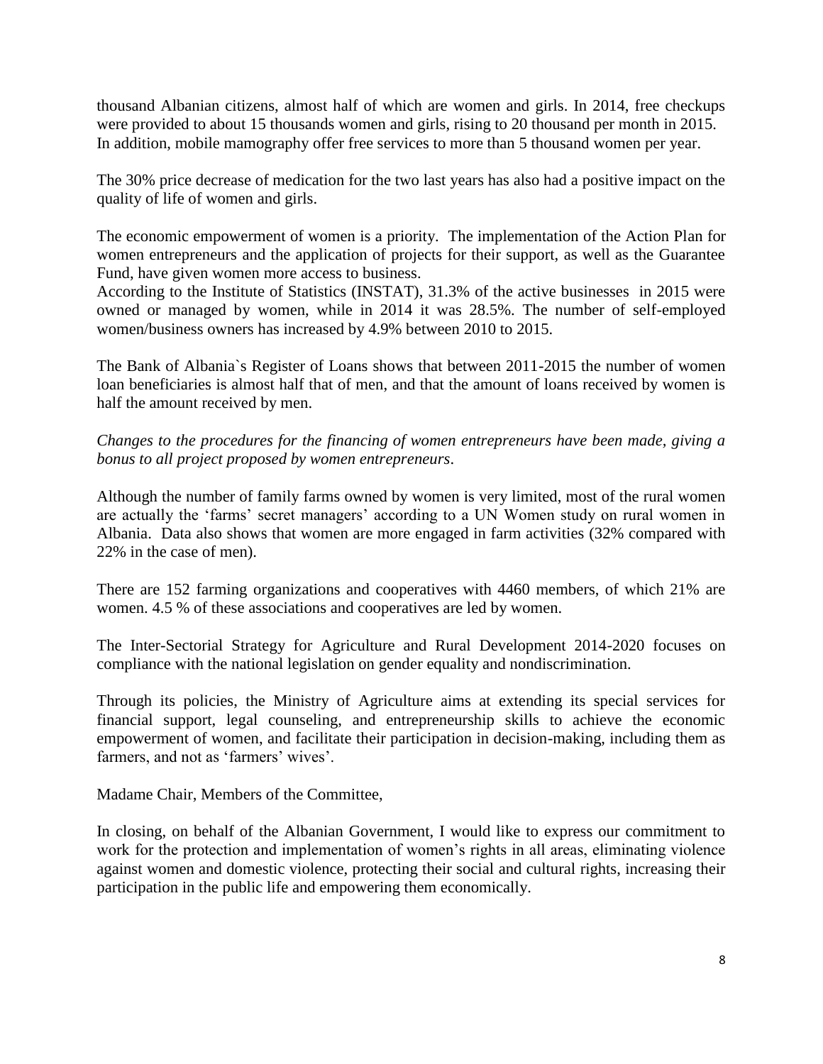thousand Albanian citizens, almost half of which are women and girls. In 2014, free checkups were provided to about 15 thousands women and girls, rising to 20 thousand per month in 2015. In addition, mobile mamography offer free services to more than 5 thousand women per year.

The 30% price decrease of medication for the two last years has also had a positive impact on the quality of life of women and girls.

The economic empowerment of women is a priority. The implementation of the Action Plan for women entrepreneurs and the application of projects for their support, as well as the Guarantee Fund, have given women more access to business.
According to the Institute of Statistics (INSTAT), 31.3% of the active businesses in 2015 were owned or managed by women, while in 2014 it was 28.5%. The number of self-employed women/business owners has increased by 4.9% between 2010 to 2015.

The Bank of Albania`s Register of Loans shows that between 2011-2015 the number of women loan beneficiaries is almost half that of men, and that the amount of loans received by women is half the amount received by men.

*Changes to the procedures for the financing of women entrepreneurs have been made, giving a bonus to all project proposed by women entrepreneurs*.

Although the number of family farms owned by women is very limited, most of the rural women are actually the 'farms' secret managers' according to a UN Women study on rural women in Albania. Data also shows that women are more engaged in farm activities (32% compared with 22% in the case of men).

There are 152 farming organizations and cooperatives with 4460 members, of which 21% are women. 4.5 % of these associations and cooperatives are led by women.

The Inter-Sectorial Strategy for Agriculture and Rural Development 2014-2020 focuses on compliance with the national legislation on gender equality and nondiscrimination.

Through its policies, the Ministry of Agriculture aims at extending its special services for financial support, legal counseling, and entrepreneurship skills to achieve the economic empowerment of women, and facilitate their participation in decision-making, including them as farmers, and not as 'farmers' wives'.

Madame Chair, Members of the Committee,

In closing, on behalf of the Albanian Government, I would like to express our commitment to work for the protection and implementation of women's rights in all areas, eliminating violence against women and domestic violence, protecting their social and cultural rights, increasing their participation in the public life and empowering them economically.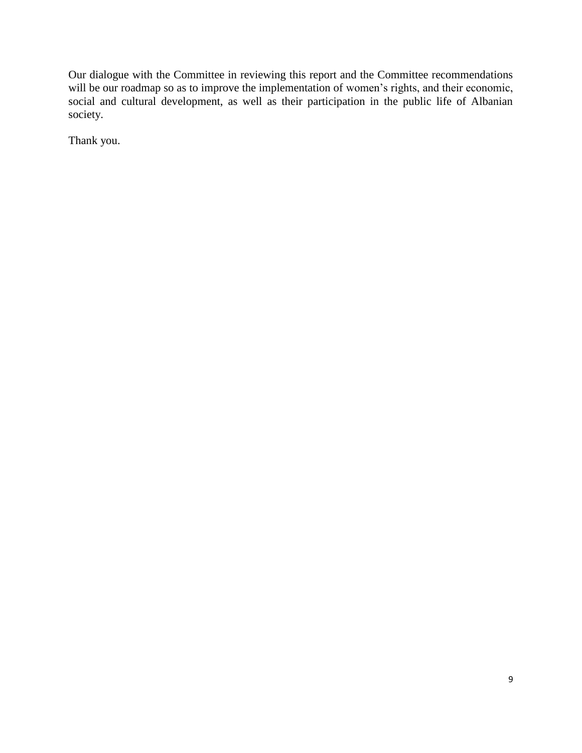Our dialogue with the Committee in reviewing this report and the Committee recommendations will be our roadmap so as to improve the implementation of women's rights, and their economic, social and cultural development, as well as their participation in the public life of Albanian society.

Thank you.